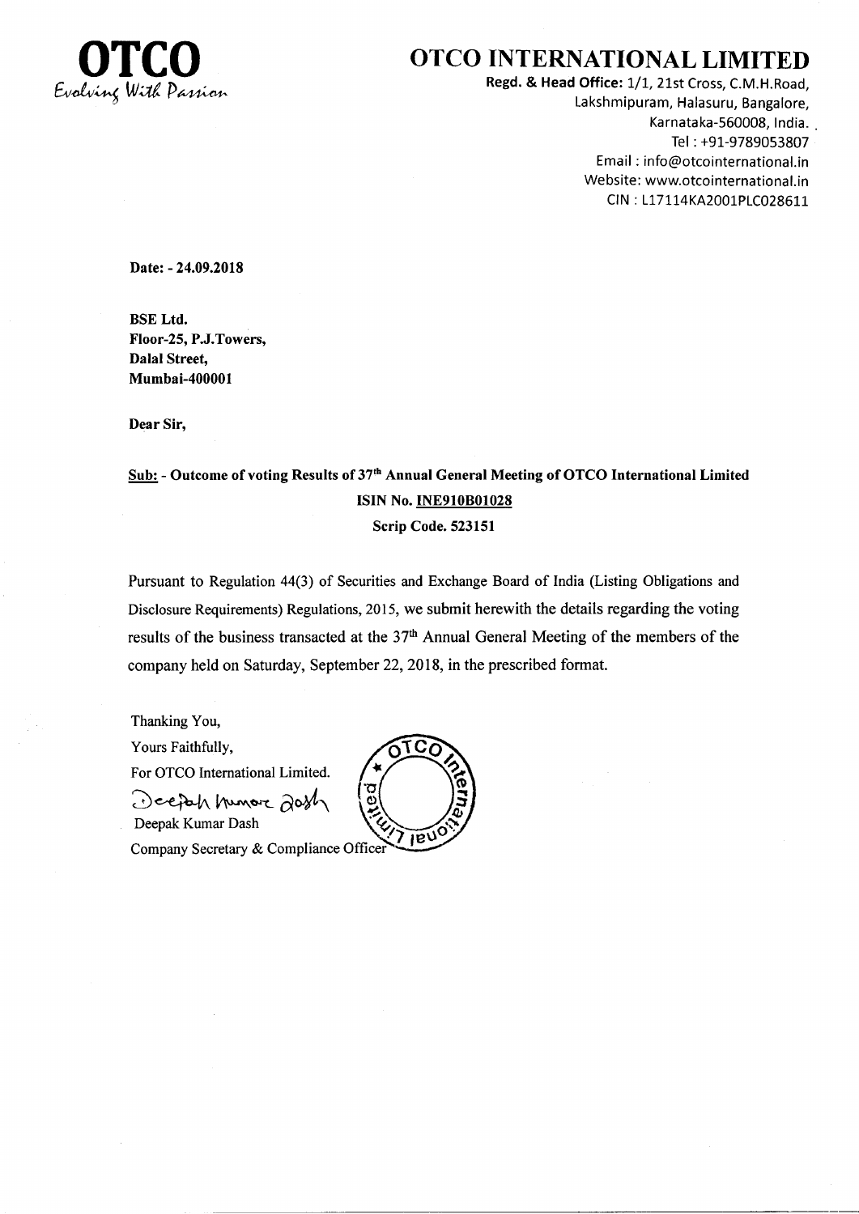**OTCO**
*Evolving With Passion*

# OTCO INTERNATIONAL LIMITED

**Regd. & Head Office:** 1/1, 21st Cross, C.M.H.Road, Lakshmipuram, Halasuru, Bangalore, Karnataka-560008, India.
Tel : +91-9789053807
Email : info@otcointernational.in
Website: www.otcointernational.in
CIN : L17114KA2001PLC028611

**Date: - 24.09.2018**

**BSE Ltd.**
**Floor-25, P.J.Towers,**
**Dalal Street,**
**Mumbai-400001**

**Dear Sir,**

**Sub: - Outcome of voting Results of 37th Annual General Meeting of OTCO International Limited**
**ISIN No. INE910B01028**
**Scrip Code. 523151**

Pursuant to Regulation 44(3) of Securities and Exchange Board of India (Listing Obligations and Disclosure Requirements) Regulations, 2015, we submit herewith the details regarding the voting results of the business transacted at the 37th Annual General Meeting of the members of the company held on Saturday, September 22, 2018, in the prescribed format.

Thanking You,
Yours Faithfully,
For OTCO International Limited.

Deepak Kumar Dash
Company Secretary & Compliance Officer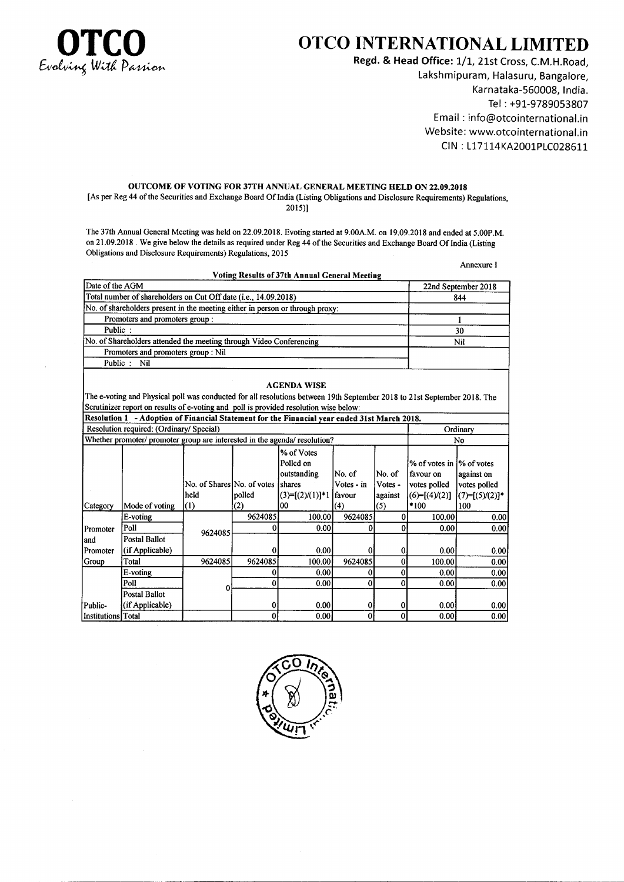# OTCO INTERNATIONAL LIMITED

OTCO
Evolving With Passion

**Regd. & Head Office:** 1/1, 21st Cross, C.M.H.Road, Lakshmipuram, Halasuru, Bangalore, Karnataka-560008, India.
Tel : +91-9789053807
Email : info@otcointernational.in
Website: www.otcointernational.in
CIN : L17114KA2001PLC028611

**OUTCOME OF VOTING FOR 37TH ANNUAL GENERAL MEETING HELD ON 22.09.2018**

[As per Reg 44 of the Securities and Exchange Board Of India (Listing Obligations and Disclosure Requirements) Regulations, 2015)]

The 37th Annual General Meeting was held on 22.09.2018. Evoting started at 9.00A.M. on 19.09.2018 and ended at 5.00P.M. on 21.09.2018 . We give below the details as required under Reg 44 of the Securities and Exchange Board Of India (Listing Obligations and Disclosure Requirements) Regulations, 2015

Annexure I

**Voting Results of 37th Annual General Meeting**

| | |
|---|---|
| Date of the AGM | 22nd September 2018 |
| Total number of shareholders on Cut Off date (i.e., 14.09.2018) | 844 |
| No. of shareholders present in the meeting either in person or through proxy: | |
| Promoters and promoters group : | 1 |
| Public : | 30 |
| No. of Shareholders attended the meeting through Video Conferencing | Nil |
| Promoters and promoters group : Nil | |
| Public : Nil | |

**AGENDA WISE**

The e-voting and Physical poll was conducted for all resolutions between 19th September 2018 to 21st September 2018. The Scrutinizer report on results of e-voting and poll is provided resolution wise below:

**Resolution 1 - Adoption of Financial Statement for the Financial year ended 31st March 2018.**

| | |
|---|---|
| Resolution required: (Ordinary/ Special) | Ordinary |
| Whether promoter/ promoter group are interested in the agenda/ resolution? | No |

| Category | Mode of voting | No. of Shares held (1) | No. of votes polled (2) | % of Votes Polled on outstanding shares (3)=[(2)/(1)]*100 | No. of Votes - in favour (4) | No. of Votes - against (5) | % of votes in favour on votes polled (6)=[(4)/(2)]*100 | % of votes against on votes polled (7)=[(5)/(2)]*100 |
|---|---|---|---|---|---|---|---|---|
| Promoter and Promoter Group | E-voting | 9624085 | 9624085 | 100.00 | 9624085 | 0 | 100.00 | 0.00 |
| | Poll | | 0 | 0.00 | 0 | 0 | 0.00 | 0.00 |
| | Postal Ballot (if Applicable) | | 0 | 0.00 | 0 | 0 | 0.00 | 0.00 |
| | Total | 9624085 | 9624085 | 100.00 | 9624085 | 0 | 100.00 | 0.00 |
| Public-Institutions | E-voting | 0 | 0 | 0.00 | 0 | 0 | 0.00 | 0.00 |
| | Poll | | 0 | 0.00 | 0 | 0 | 0.00 | 0.00 |
| | Postal Ballot (if Applicable) | | 0 | 0.00 | 0 | 0 | 0.00 | 0.00 |
| | Total | | 0 | 0.00 | 0 | 0 | 0.00 | 0.00 |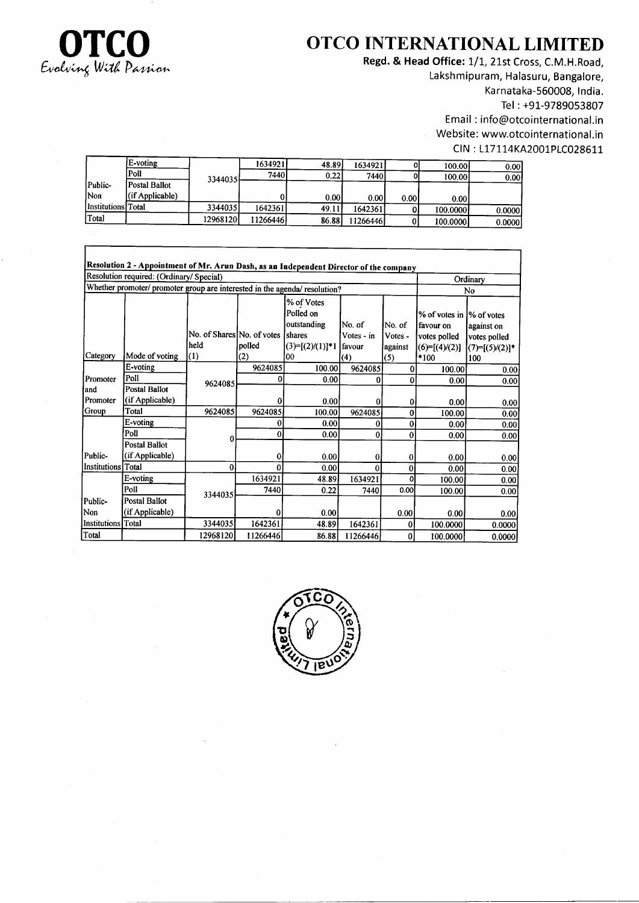# OTCO INTERNATIONAL LIMITED

**Regd. & Head Office:** 1/1, 21st Cross, C.M.H.Road, Lakshmipuram, Halasuru, Bangalore, Karnataka-560008, India.
Tel : +91-9789053807
Email : info@otcointernational.in
Website: www.otcointernational.in
CIN : L17114KA2001PLC028611

| Category | Mode of voting | No. of Shares held (1) | No. of votes polled (2) | % of Votes Polled on outstanding shares (3)=[(2)/(1)]*100 | No. of Votes - in favour (4) | No. of Votes - against (5) | % of votes in favour on votes polled (6)=[(4)/(2)]*100 | % of votes against on votes polled (7)=[(5)/(2)]*100 |
|---|---|---|---|---|---|---|---|---|
| Public-Non Institutions | E-voting | 3344035 | 1634921 | 48.89 | 1634921 | 0 | 100.00 | 0.00 |
| | Poll | | 7440 | 0.22 | 7440 | 0 | 100.00 | 0.00 |
| | Postal Ballot (if Applicable) | | 0 | 0.00 | 0.00 | 0.00 | 0.00 | |
| | Total | 3344035 | 1642361 | 49.11 | 1642361 | 0 | 100.0000 | 0.0000 |
| Total | | 12968120 | 11266446 | 86.88 | 11266446 | 0 | 100.0000 | 0.0000 |

**Resolution 2 - Appointment of Mr. Arun Dash, as an Independent Director of the company**

| Resolution required: (Ordinary/ Special) | Ordinary |
|---|---|
| Whether promoter/ promoter group are interested in the agenda/ resolution? | No |

| Category | Mode of voting | No. of Shares held (1) | No. of votes polled (2) | % of Votes Polled on outstanding shares (3)=[(2)/(1)]*100 | No. of Votes - in favour (4) | No. of Votes - against (5) | % of votes in favour on votes polled (6)=[(4)/(2)]*100 | % of votes against on votes polled (7)=[(5)/(2)]*100 |
|---|---|---|---|---|---|---|---|---|
| Promoter and Promoter Group | E-voting | 9624085 | 9624085 | 100.00 | 9624085 | 0 | 100.00 | 0.00 |
| | Poll | | 0 | 0.00 | 0 | 0 | 0.00 | 0.00 |
| | Postal Ballot (if Applicable) | | 0 | 0.00 | 0 | 0 | 0.00 | 0.00 |
| | Total | 9624085 | 9624085 | 100.00 | 9624085 | 0 | 100.00 | 0.00 |
| Public-Institutions | E-voting | 0 | 0 | 0.00 | 0 | 0 | 0.00 | 0.00 |
| | Poll | | 0 | 0.00 | 0 | 0 | 0.00 | 0.00 |
| | Postal Ballot (if Applicable) | | 0 | 0.00 | 0 | 0 | 0.00 | 0.00 |
| | Total | 0 | 0 | 0.00 | 0 | 0 | 0.00 | 0.00 |
| Public-Non Institutions | E-voting | 3344035 | 1634921 | 48.89 | 1634921 | 0 | 100.00 | 0.00 |
| | Poll | | 7440 | 0.22 | 7440 | 0.00 | 100.00 | 0.00 |
| | Postal Ballot (if Applicable) | | 0 | 0.00 | | 0.00 | 0.00 | 0.00 |
| | Total | 3344035 | 1642361 | 48.89 | 1642361 | 0 | 100.0000 | 0.0000 |
| Total | | 12968120 | 11266446 | 86.88 | 11266446 | 0 | 100.0000 | 0.0000 |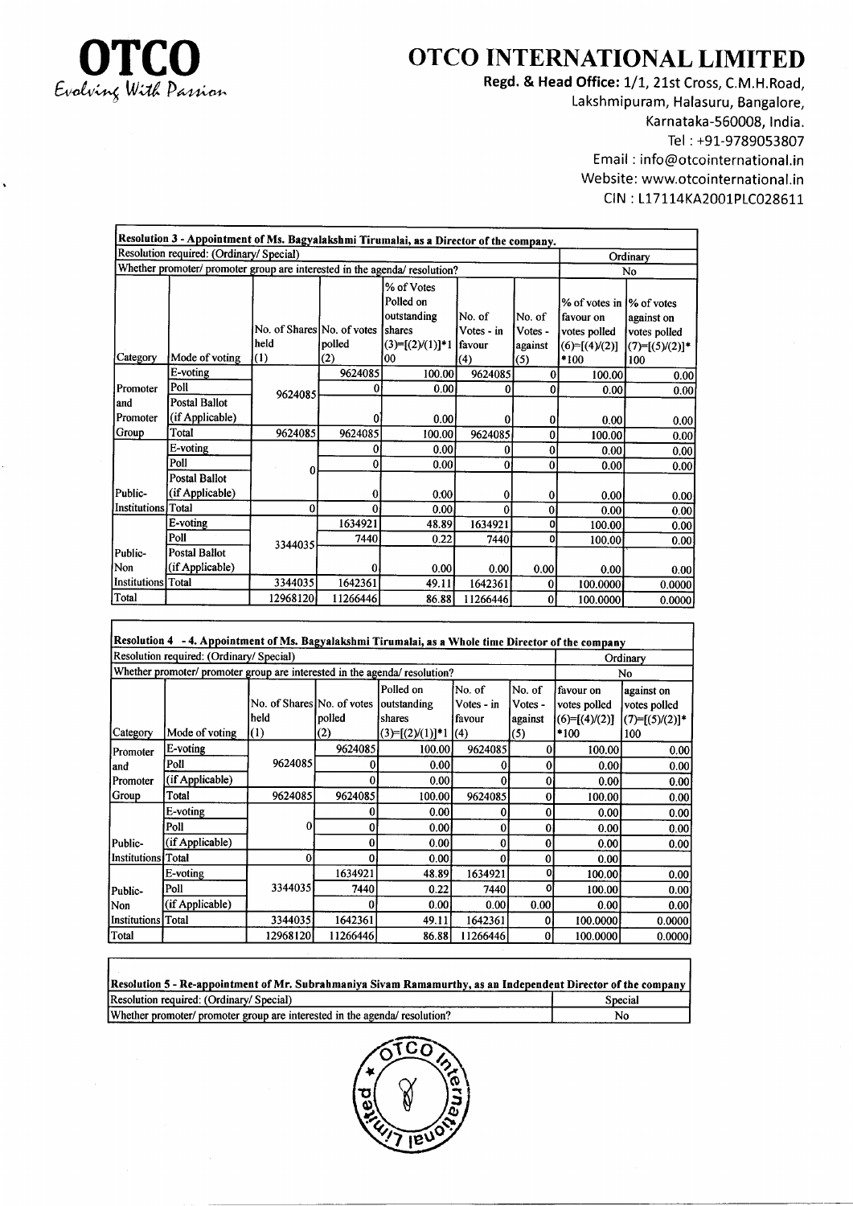# OTCO INTERNATIONAL LIMITED

OTCO
Evolving With Passion

**Regd. & Head Office:** 1/1, 21st Cross, C.M.H.Road, Lakshmipuram, Halasuru, Bangalore, Karnataka-560008, India.
Tel : +91-9789053807
Email : info@otcointernational.in
Website: www.otcointernational.in
CIN : L17114KA2001PLC028611

**Resolution 3 - Appointment of Ms. Bagyalakshmi Tirumalai, as a Director of the company.**

| Resolution required: (Ordinary/ Special) | | | | | | | Ordinary | |
|---|---|---|---|---|---|---|---|---|
| Whether promoter/ promoter group are interested in the agenda/ resolution? | | | | | | | No | |
| Category | Mode of voting | No. of Shares held (1) | No. of votes polled (2) | % of Votes Polled on outstanding shares (3)=[(2)/(1)]*100 | No. of Votes - in favour (4) | No. of Votes - against (5) | % of votes in favour on votes polled (6)=[(4)/(2)]*100 | % of votes against on votes polled (7)=[(5)/(2)]*100 |
| Promoter and Promoter Group | E-voting | 9624085 | 9624085 | 100.00 | 9624085 | 0 | 100.00 | 0.00 |
| | Poll | | 0 | 0.00 | 0 | 0 | 0.00 | 0.00 |
| | Postal Ballot (if Applicable) | | 0 | 0.00 | 0 | 0 | 0.00 | 0.00 |
| | Total | 9624085 | 9624085 | 100.00 | 9624085 | 0 | 100.00 | 0.00 |
| Public- Institutions | E-voting | 0 | 0 | 0.00 | 0 | 0 | 0.00 | 0.00 |
| | Poll | | 0 | 0.00 | 0 | 0 | 0.00 | 0.00 |
| | Postal Ballot (if Applicable) | | 0 | 0.00 | 0 | 0 | 0.00 | 0.00 |
| | Total | 0 | 0 | 0.00 | 0 | 0 | 0.00 | 0.00 |
| Public- Non Institutions | E-voting | 3344035 | 1634921 | 48.89 | 1634921 | 0 | 100.00 | 0.00 |
| | Poll | | 7440 | 0.22 | 7440 | 0 | 100.00 | 0.00 |
| | Postal Ballot (if Applicable) | | 0 | 0.00 | 0.00 | 0.00 | 0.00 | 0.00 |
| | Total | 3344035 | 1642361 | 49.11 | 1642361 | 0 | 100.0000 | 0.0000 |
| Total | | 12968120 | 11266446 | 86.88 | 11266446 | 0 | 100.0000 | 0.0000 |

**Resolution 4 - 4. Appointment of Ms. Bagyalakshmi Tirumalai, as a Whole time Director of the company**

| Resolution required: (Ordinary/ Special) | | | | | | | Ordinary | |
|---|---|---|---|---|---|---|---|---|
| Whether promoter/ promoter group are interested in the agenda/ resolution? | | | | | | | No | |
| Category | Mode of voting | No. of Shares held (1) | No. of votes polled (2) | Polled on outstanding shares (3)=[(2)/(1)]*1 | No. of Votes - in favour (4) | No. of Votes - against (5) | favour on votes polled (6)=[(4)/(2)]*100 | against on votes polled (7)=[(5)/(2)]*100 |
| Promoter and Promoter Group | E-voting | 9624085 | 9624085 | 100.00 | 9624085 | 0 | 100.00 | 0.00 |
| | Poll | | 0 | 0.00 | 0 | 0 | 0.00 | 0.00 |
| | (if Applicable) | | 0 | 0.00 | 0 | 0 | 0.00 | 0.00 |
| | Total | 9624085 | 9624085 | 100.00 | 9624085 | 0 | 100.00 | 0.00 |
| Public- Institutions | E-voting | 0 | 0 | 0.00 | 0 | 0 | 0.00 | 0.00 |
| | Poll | | 0 | 0.00 | 0 | 0 | 0.00 | 0.00 |
| | (if Applicable) | | 0 | 0.00 | 0 | 0 | 0.00 | 0.00 |
| | Total | 0 | 0 | 0.00 | 0 | 0 | 0.00 | |
| Public- Non Institutions | E-voting | 3344035 | 1634921 | 48.89 | 1634921 | 0 | 100.00 | 0.00 |
| | Poll | | 7440 | 0.22 | 7440 | 0 | 100.00 | 0.00 |
| | (if Applicable) | | 0 | 0.00 | 0.00 | 0.00 | 0.00 | 0.00 |
| | Total | 3344035 | 1642361 | 49.11 | 1642361 | 0 | 100.0000 | 0.0000 |
| Total | | 12968120 | 11266446 | 86.88 | 11266446 | 0 | 100.0000 | 0.0000 |

**Resolution 5 - Re-appointment of Mr. Subrahmaniya Sivam Ramamurthy, as an Independent Director of the company**

| Resolution required: (Ordinary/ Special) | Special |
|---|---|
| Whether promoter/ promoter group are interested in the agenda/ resolution? | No |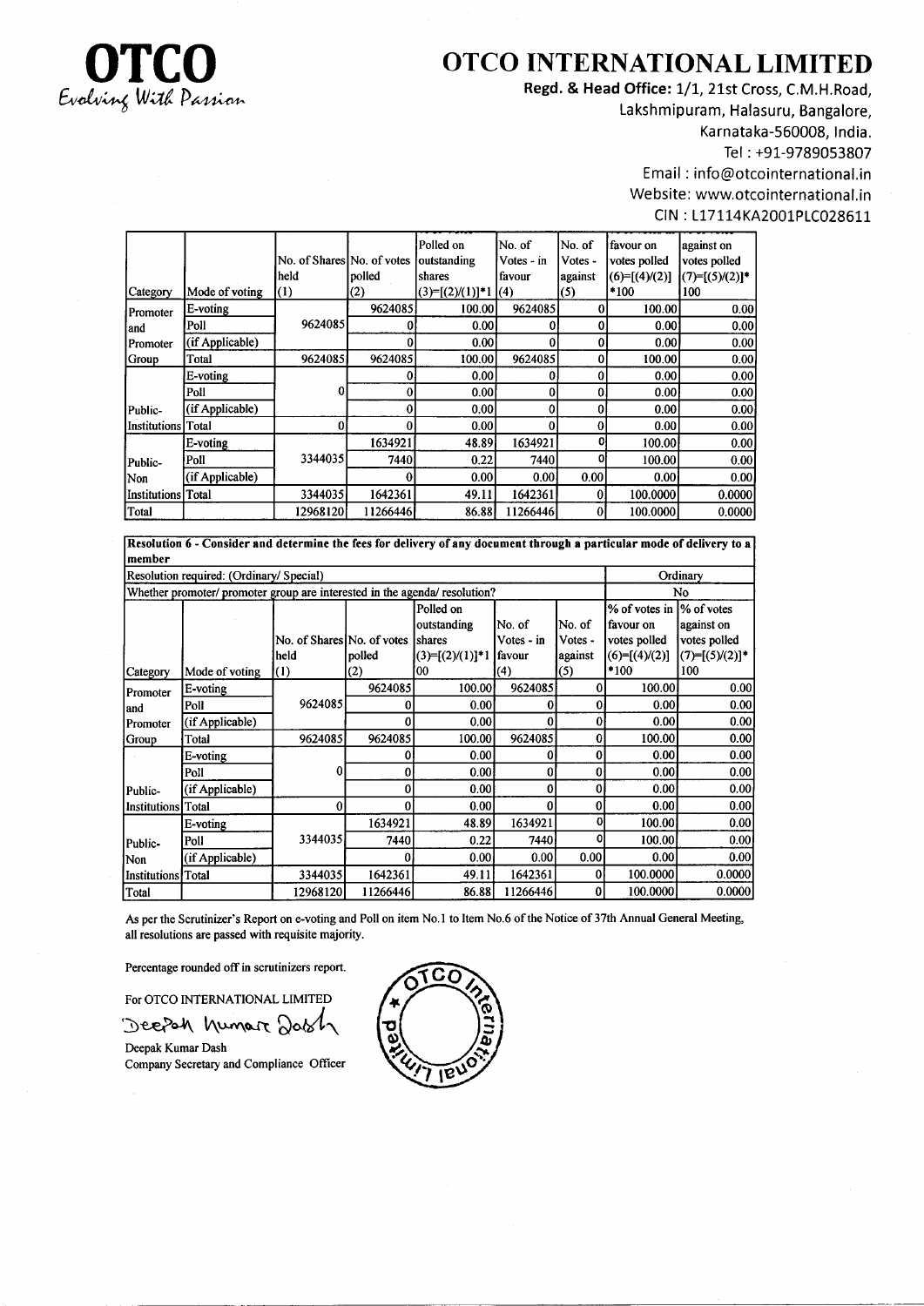# OTCO

Evolving With Passion

## OTCO INTERNATIONAL LIMITED

**Regd. & Head Office:** 1/1, 21st Cross, C.M.H.Road, Lakshmipuram, Halasuru, Bangalore, Karnataka-560008, India.
Tel : +91-9789053807
Email : info@otcointernational.in
Website: www.otcointernational.in
CIN : L17114KA2001PLC028611

| Category | Mode of voting | No. of Shares held (1) | No. of votes polled (2) | Polled on outstanding shares (3)=[(2)/(1)]*1 | No. of Votes - in favour (4) | No. of Votes - against (5) | favour on votes polled (6)=[(4)/(2)]*100 | against on votes polled (7)=[(5)/(2)]*100 |
|---|---|---|---|---|---|---|---|---|
| Promoter and Promoter Group | E-voting | 9624085 | 9624085 | 100.00 | 9624085 | 0 | 100.00 | 0.00 |
| | Poll | | 0 | 0.00 | 0 | 0 | 0.00 | 0.00 |
| | (if Applicable) | | 0 | 0.00 | 0 | 0 | 0.00 | 0.00 |
| | Total | 9624085 | 9624085 | 100.00 | 9624085 | 0 | 100.00 | 0.00 |
| Public- Institutions | E-voting | 0 | 0 | 0.00 | 0 | 0 | 0.00 | 0.00 |
| | Poll | | 0 | 0.00 | 0 | 0 | 0.00 | 0.00 |
| | (if Applicable) | | 0 | 0.00 | 0 | 0 | 0.00 | 0.00 |
| | Total | 0 | 0 | 0.00 | 0 | 0 | 0.00 | 0.00 |
| Public- Non Institutions | E-voting | 3344035 | 1634921 | 48.89 | 1634921 | 0 | 100.00 | 0.00 |
| | Poll | | 7440 | 0.22 | 7440 | 0 | 100.00 | 0.00 |
| | (if Applicable) | | 0 | 0.00 | 0.00 | 0.00 | 0.00 | 0.00 |
| | Total | 3344035 | 1642361 | 49.11 | 1642361 | 0 | 100.0000 | 0.0000 |
| Total | | 12968120 | 11266446 | 86.88 | 11266446 | 0 | 100.0000 | 0.0000 |

**Resolution 6 - Consider and determine the fees for delivery of any document through a particular mode of delivery to a member**

| Resolution required: (Ordinary/ Special) | | | | | | | Ordinary | |
|---|---|---|---|---|---|---|---|---|
| Whether promoter/ promoter group are interested in the agenda/ resolution? | | | | | | | No | |
| **Category** | **Mode of voting** | **No. of Shares held (1)** | **No. of votes polled (2)** | **Polled on outstanding shares (3)=[(2)/(1)]*100** | **No. of Votes - in favour (4)** | **No. of Votes - against (5)** | **% of votes in favour on votes polled (6)=[(4)/(2)]*100** | **% of votes against on votes polled (7)=[(5)/(2)]*100** |
| Promoter and Promoter Group | E-voting | 9624085 | 9624085 | 100.00 | 9624085 | 0 | 100.00 | 0.00 |
| | Poll | | 0 | 0.00 | 0 | 0 | 0.00 | 0.00 |
| | (if Applicable) | | 0 | 0.00 | 0 | 0 | 0.00 | 0.00 |
| | Total | 9624085 | 9624085 | 100.00 | 9624085 | 0 | 100.00 | 0.00 |
| Public- Institutions | E-voting | 0 | 0 | 0.00 | 0 | 0 | 0.00 | 0.00 |
| | Poll | | 0 | 0.00 | 0 | 0 | 0.00 | 0.00 |
| | (if Applicable) | | 0 | 0.00 | 0 | 0 | 0.00 | 0.00 |
| | Total | 0 | 0 | 0.00 | 0 | 0 | 0.00 | 0.00 |
| Public- Non Institutions | E-voting | 3344035 | 1634921 | 48.89 | 1634921 | 0 | 100.00 | 0.00 |
| | Poll | | 7440 | 0.22 | 7440 | 0 | 100.00 | 0.00 |
| | (if Applicable) | | 0 | 0.00 | 0.00 | 0.00 | 0.00 | 0.00 |
| | Total | 3344035 | 1642361 | 49.11 | 1642361 | 0 | 100.0000 | 0.0000 |
| Total | | 12968120 | 11266446 | 86.88 | 11266446 | 0 | 100.0000 | 0.0000 |

As per the Scrutinizer's Report on e-voting and Poll on item No.1 to Item No.6 of the Notice of 37th Annual General Meeting, all resolutions are passed with requisite majority.

Percentage rounded off in scrutinizers report.

For OTCO INTERNATIONAL LIMITED

Deepak Kumar Dash

Deepak Kumar Dash
Company Secretary and Compliance Officer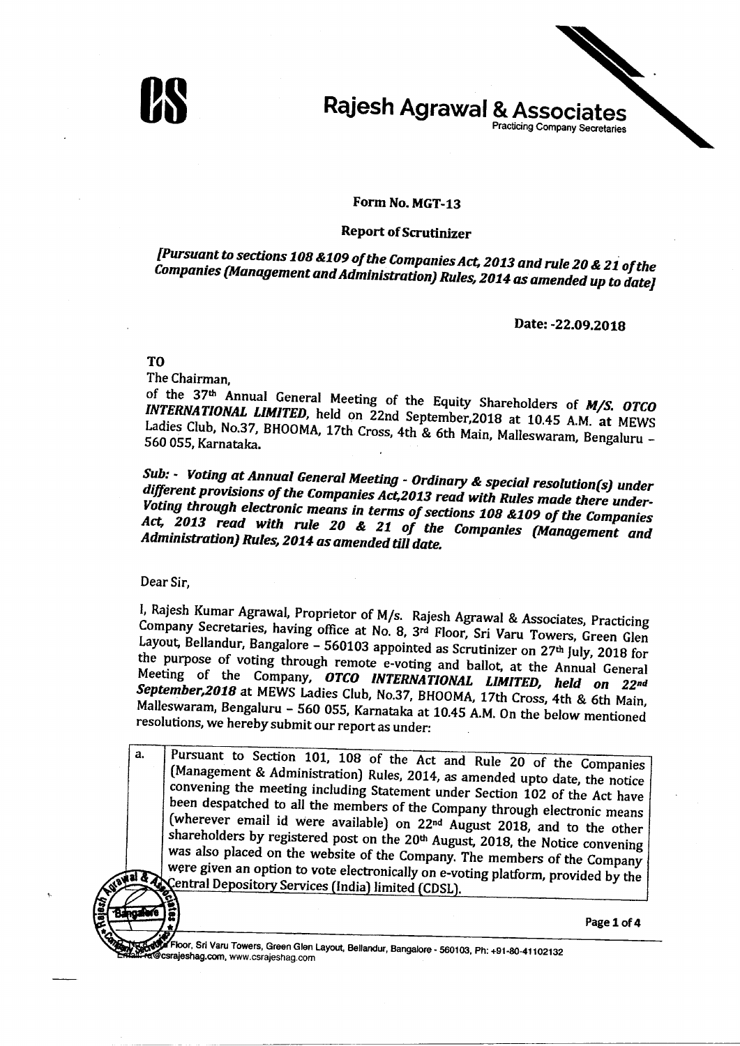# Rajesh Agrawal & Associates

Practicing Company Secretaries

## Form No. MGT-13

## Report of Scrutinizer

***[Pursuant to sections 108 &109 of the Companies Act, 2013 and rule 20 & 21 of the Companies (Management and Administration) Rules, 2014 as amended up to date]***

**Date: -22.09.2018**

**TO**

The Chairman,

of the 37th Annual General Meeting of the Equity Shareholders of ***M/S. OTCO INTERNATIONAL LIMITED***, held on 22nd September,2018 at 10.45 A.M. at MEWS Ladies Club, No.37, BHOOMA, 17th Cross, 4th & 6th Main, Malleswaram, Bengaluru – 560 055, Karnataka.

***Sub: - Voting at Annual General Meeting - Ordinary & special resolution(s) under different provisions of the Companies Act,2013 read with Rules made there under-Voting through electronic means in terms of sections 108 &109 of the Companies Act, 2013 read with rule 20 & 21 of the Companies (Management and Administration) Rules, 2014 as amended till date.***

Dear Sir,

I, Rajesh Kumar Agrawal, Proprietor of M/s. Rajesh Agrawal & Associates, Practicing Company Secretaries, having office at No. 8, 3rd Floor, Sri Varu Towers, Green Glen Layout, Bellandur, Bangalore – 560103 appointed as Scrutinizer on 27th July, 2018 for the purpose of voting through remote e-voting and ballot, at the Annual General Meeting of the Company, ***OTCO INTERNATIONAL LIMITED, held on 22nd September,2018*** at MEWS Ladies Club, No.37, BHOOMA, 17th Cross, 4th & 6th Main, Malleswaram, Bengaluru – 560 055, Karnataka at 10.45 A.M. On the below mentioned resolutions, we hereby submit our report as under:

| a. | Pursuant to Section 101, 108 of the Act and Rule 20 of the Companies (Management & Administration) Rules, 2014, as amended upto date, the notice convening the meeting including Statement under Section 102 of the Act have been despatched to all the members of the Company through electronic means (wherever email id were available) on 22nd August 2018, and to the other shareholders by registered post on the 20th August, 2018, the Notice convening was also placed on the website of the Company. The members of the Company were given an option to vote electronically on e-voting platform, provided by the Central Depository Services (India) limited (CDSL). |
|---|---|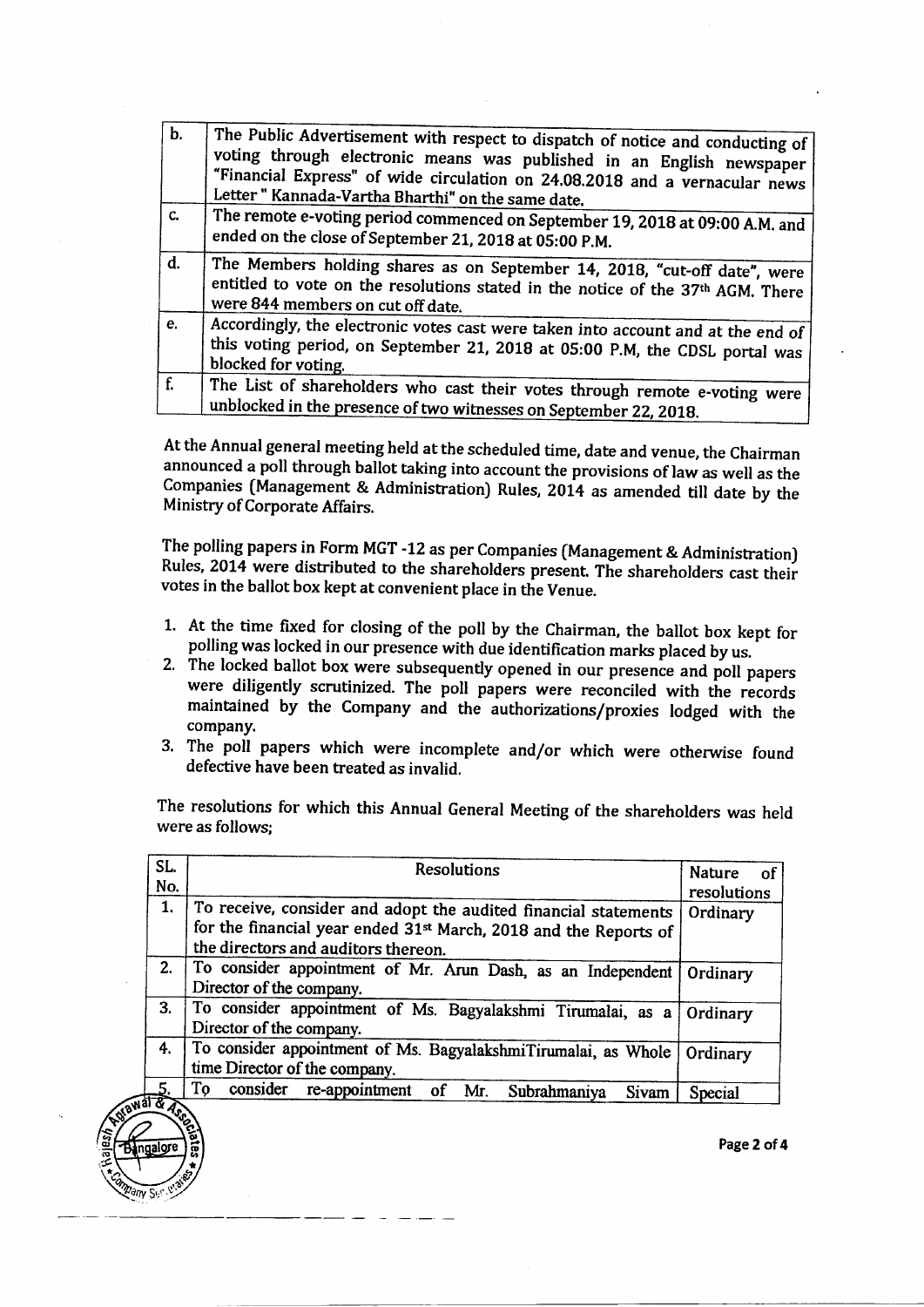| | |
|---|---|
| b. | The Public Advertisement with respect to dispatch of notice and conducting of voting through electronic means was published in an English newspaper "Financial Express" of wide circulation on 24.08.2018 and a vernacular news Letter " Kannada-Vartha Bharthi" on the same date. |
| c. | The remote e-voting period commenced on September 19, 2018 at 09:00 A.M. and ended on the close of September 21, 2018 at 05:00 P.M. |
| d. | The Members holding shares as on September 14, 2018, "cut-off date", were entitled to vote on the resolutions stated in the notice of the 37th AGM. There were 844 members on cut off date. |
| e. | Accordingly, the electronic votes cast were taken into account and at the end of this voting period, on September 21, 2018 at 05:00 P.M, the CDSL portal was blocked for voting. |
| f. | The List of shareholders who cast their votes through remote e-voting were unblocked in the presence of two witnesses on September 22, 2018. |

At the Annual general meeting held at the scheduled time, date and venue, the Chairman announced a poll through ballot taking into account the provisions of law as well as the Companies (Management & Administration) Rules, 2014 as amended till date by the Ministry of Corporate Affairs.

The polling papers in Form MGT -12 as per Companies (Management & Administration) Rules, 2014 were distributed to the shareholders present. The shareholders cast their votes in the ballot box kept at convenient place in the Venue.

1. At the time fixed for closing of the poll by the Chairman, the ballot box kept for polling was locked in our presence with due identification marks placed by us.
2. The locked ballot box were subsequently opened in our presence and poll papers were diligently scrutinized. The poll papers were reconciled with the records maintained by the Company and the authorizations/proxies lodged with the company.
3. The poll papers which were incomplete and/or which were otherwise found defective have been treated as invalid.

The resolutions for which this Annual General Meeting of the shareholders was held were as follows;

| SL. No. | Resolutions | Nature of resolutions |
|---|---|---|
| 1. | To receive, consider and adopt the audited financial statements for the financial year ended 31st March, 2018 and the Reports of the directors and auditors thereon. | Ordinary |
| 2. | To consider appointment of Mr. Arun Dash, as an Independent Director of the company. | Ordinary |
| 3. | To consider appointment of Ms. Bagyalakshmi Tirumalai, as a Director of the company. | Ordinary |
| 4. | To consider appointment of Ms. BagyalakshmiTirumalai, as Whole time Director of the company. | Ordinary |
| 5. | To consider re-appointment of Mr. Subrahmaniya Sivam | Special |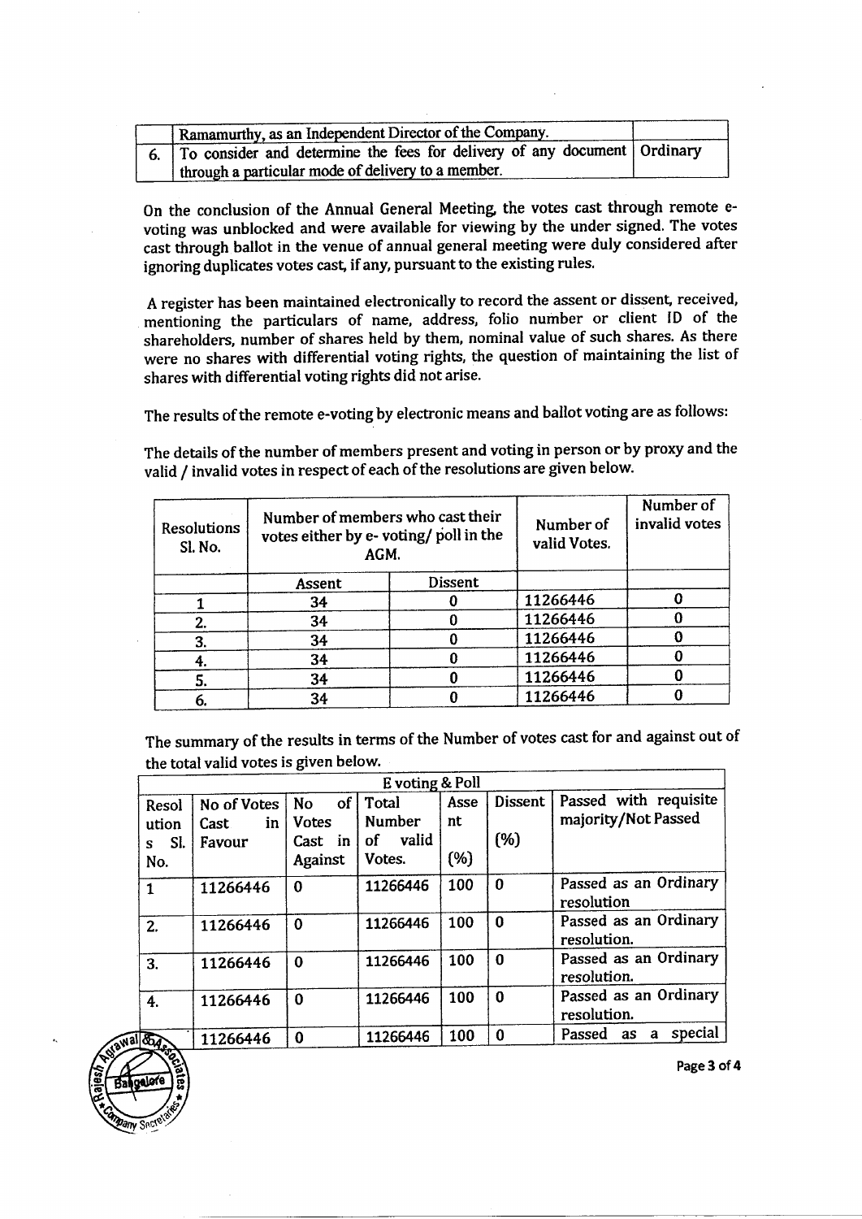|  | Ramamurthy, as an Independent Director of the Company. |  |
|---|---|---|
| 6. | To consider and determine the fees for delivery of any document through a particular mode of delivery to a member. | Ordinary |

On the conclusion of the Annual General Meeting, the votes cast through remote e-voting was unblocked and were available for viewing by the under signed. The votes cast through ballot in the venue of annual general meeting were duly considered after ignoring duplicates votes cast, if any, pursuant to the existing rules.

A register has been maintained electronically to record the assent or dissent, received, mentioning the particulars of name, address, folio number or client ID of the shareholders, number of shares held by them, nominal value of such shares. As there were no shares with differential voting rights, the question of maintaining the list of shares with differential voting rights did not arise.

The results of the remote e-voting by electronic means and ballot voting are as follows:

The details of the number of members present and voting in person or by proxy and the valid / invalid votes in respect of each of the resolutions are given below.

| Resolutions Sl. No. | Number of members who cast their votes either by e- voting/ poll in the AGM. | | Number of valid Votes. | Number of invalid votes |
|---|---|---|---|---|
| | Assent | Dissent | | |
| 1 | 34 | 0 | 11266446 | 0 |
| 2. | 34 | 0 | 11266446 | 0 |
| 3. | 34 | 0 | 11266446 | 0 |
| 4. | 34 | 0 | 11266446 | 0 |
| 5. | 34 | 0 | 11266446 | 0 |
| 6. | 34 | 0 | 11266446 | 0 |

The summary of the results in terms of the Number of votes cast for and against out of the total valid votes is given below.

| E voting & Poll | | | | | | |
|---|---|---|---|---|---|---|
| Resolutions Sl. No. | No of Votes Cast in Favour | No of Votes Cast in Against | Total Number of valid Votes. | Assent (%) | Dissent (%) | Passed with requisite majority/Not Passed |
| 1 | 11266446 | 0 | 11266446 | 100 | 0 | Passed as an Ordinary resolution |
| 2. | 11266446 | 0 | 11266446 | 100 | 0 | Passed as an Ordinary resolution. |
| 3. | 11266446 | 0 | 11266446 | 100 | 0 | Passed as an Ordinary resolution. |
| 4. | 11266446 | 0 | 11266446 | 100 | 0 | Passed as an Ordinary resolution. |
| | 11266446 | 0 | 11266446 | 100 | 0 | Passed as a special |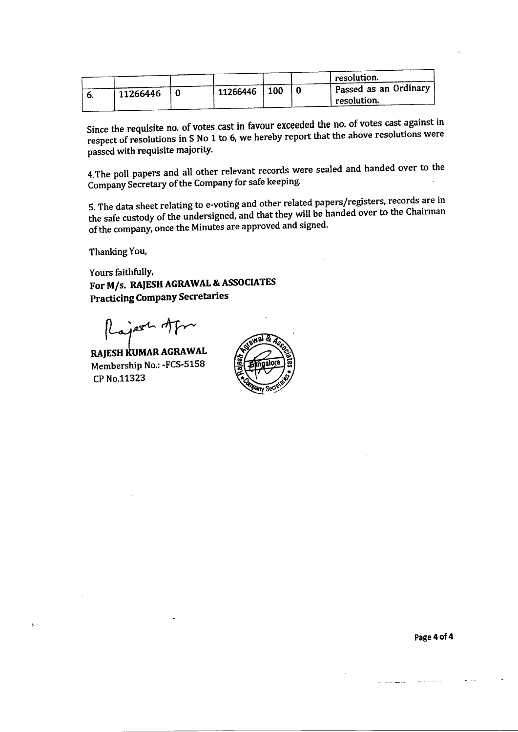| | | | | | | |
|---|---|---|---|---|---|---|
| | | | | | | resolution. |
| 6. | 11266446 | 0 | 11266446 | 100 | 0 | Passed as an Ordinary resolution. |

Since the requisite no. of votes cast in favour exceeded the no. of votes cast against in respect of resolutions in S No 1 to 6, we hereby report that the above resolutions were passed with requisite majority.

4.The poll papers and all other relevant records were sealed and handed over to the Company Secretary of the Company for safe keeping.

5. The data sheet relating to e-voting and other related papers/registers, records are in the safe custody of the undersigned, and that they will be handed over to the Chairman of the company, once the Minutes are approved and signed.

Thanking You,

Yours faithfully,

**For M/s. RAJESH AGRAWAL & ASSOCIATES**

**Practicing Company Secretaries**

**RAJESH KUMAR AGRAWAL**

Membership No.: -FCS-5158

CP No.11323